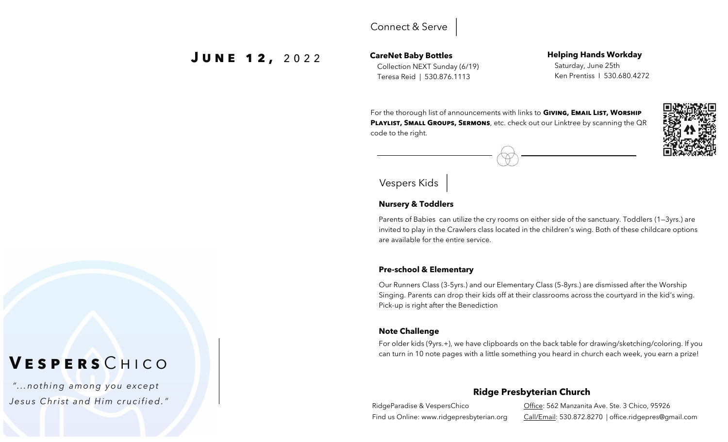# June 12, 2022

# VespersChico

*"...nothing among you except Jesus Christ and Him crucified."*

## Connect & Serve

**CareNet Baby Bottles**
Collection NEXT Sunday (6/19)
Teresa Reid | 530.876.1113

**Helping Hands Workday**
Saturday, June 25th
Ken Prentiss I 530.680.4272

For the thorough list of announcements with links to **Giving, Email List, Worship Playlist, Small Groups, Sermons**, etc. check out our Linktree by scanning the QR code to the right.

## Vespers Kids

**Nursery & Toddlers**

Parents of Babies can utilize the cry rooms on either side of the sanctuary. Toddlers (1—3yrs.) are invited to play in the Crawlers class located in the children's wing. Both of these childcare options are available for the entire service.

**Pre-school & Elementary**

Our Runners Class (3-5yrs.) and our Elementary Class (5-8yrs.) are dismissed after the Worship Singing. Parents can drop their kids off at their classrooms across the courtyard in the kid's wing. Pick-up is right after the Benediction

**Note Challenge**

For older kids (9yrs.+), we have clipboards on the back table for drawing/sketching/coloring. If you can turn in 10 note pages with a little something you heard in church each week, you earn a prize!

**Ridge Presbyterian Church**

RidgeParadise & VespersChico
Find us Online: www.ridgepresbyterian.org

Office: 562 Manzanita Ave. Ste. 3 Chico, 95926
Call/Email: 530.872.8270 | office.ridgepres@gmail.com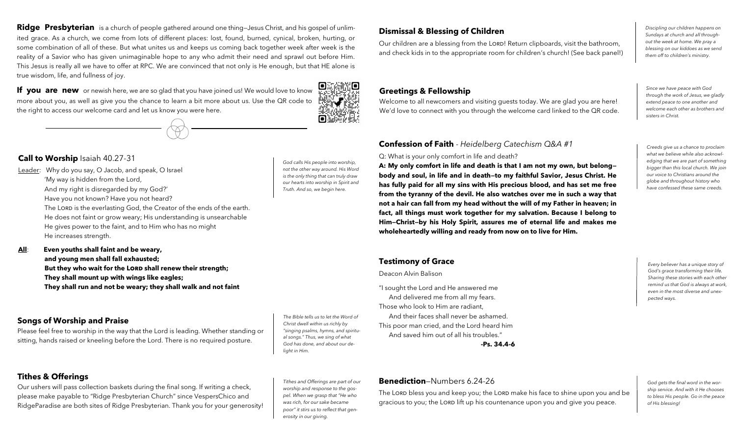**Ridge Presbyterian** is a church of people gathered around one thing—Jesus Christ, and his gospel of unlimited grace. As a church, we come from lots of different places: lost, found, burned, cynical, broken, hurting, or some combination of all of these. But what unites us and keeps us coming back together week after week is the reality of a Savior who has given unimaginable hope to any who admit their need and sprawl out before Him. This Jesus is really all we have to offer at RPC. We are convinced that not only is He enough, but that HE alone is true wisdom, life, and fullness of joy.

**If you are new** or newish here, we are so glad that you have joined us! We would love to know more about you, as well as give you the chance to learn a bit more about us. Use the QR code to the right to access our welcome card and let us know you were here.

## Call to Worship Isaiah 40.27-31

*God calls His people into worship, not the other way around. His Word is the only thing that can truly draw our hearts into worship in Spirit and Truth. And so, we begin here.*

Leader: Why do you say, O Jacob, and speak, O Israel
'My way is hidden from the Lord,
And my right is disregarded by my God?'
Have you not known? Have you not heard?
The LORD is the everlasting God, the Creator of the ends of the earth.
He does not faint or grow weary; His understanding is unsearchable
He gives power to the faint, and to Him who has no might
He increases strength.

**All**: **Even youths shall faint and be weary,**
**and young men shall fall exhausted;**
**But they who wait for the LORD shall renew their strength;**
**They shall mount up with wings like eagles;**
**They shall run and not be weary; they shall walk and not faint**

## Songs of Worship and Praise

*The Bible tells us to let the Word of Christ dwell within us richly by "singing psalms, hymns, and spiritual songs." Thus, we sing of what God has done, and about our delight in Him.*

Please feel free to worship in the way that the Lord is leading. Whether standing or sitting, hands raised or kneeling before the Lord. There is no required posture.

## Tithes & Offerings

*Tithes and Offerings are part of our worship and response to the gospel. When we grasp that "He who was rich, for our sake became poor" it stirs us to reflect that generosity in our giving.*

Our ushers will pass collection baskets during the final song. If writing a check, please make payable to "Ridge Presbyterian Church" since VespersChico and RidgeParadise are both sites of Ridge Presbyterian. Thank you for your generosity!

## Dismissal & Blessing of Children

*Discipling our children happens on Sundays at church and all throughout the week at home. We pray a blessing on our kiddoes as we send them off to children's ministry.*

Our children are a blessing from the LORD! Return clipboards, visit the bathroom, and check kids in to the appropriate room for children's church! (See back panel!)

## Greetings & Fellowship

*Since we have peace with God through the work of Jesus, we gladly extend peace to one another and welcome each other as brothers and sisters in Christ.*

Welcome to all newcomers and visiting guests today. We are glad you are here! We'd love to connect with you through the welcome card linked to the QR code.

## Confession of Faith - *Heidelberg Catechism Q&A #1*

*Creeds give us a chance to proclaim what we believe while also acknowledging that we are part of something bigger than this local church. We join our voice to Christians around the globe and throughout history who have confessed these same creeds.*

Q: What is your only comfort in life and death?

**A: My only comfort in life and death is that I am not my own, but belong—body and soul, in life and in death—to my faithful Savior, Jesus Christ. He has fully paid for all my sins with His precious blood, and has set me free from the tyranny of the devil. He also watches over me in such a way that not a hair can fall from my head without the will of my Father in heaven; in fact, all things must work together for my salvation. Because I belong to Him—Christ—by his Holy Spirit, assures me of eternal life and makes me wholeheartedly willing and ready from now on to live for Him.**

## Testimony of Grace

*Every believer has a unique story of God's grace transforming their life. Sharing these stories with each other remind us that God is always at work, even in the most diverse and unexpected ways.*

Deacon Alvin Balison

"I sought the Lord and He answered me
And delivered me from all my fears.
Those who look to Him are radiant,
And their faces shall never be ashamed.
This poor man cried, and the Lord heard him
And saved him out of all his troubles."

**-Ps. 34.4-6**

## Benediction—Numbers 6.24-26

*God gets the final word in the worship service. And with it He chooses to bless His people. Go in the peace of His blessing!*

The LORD bless you and keep you; the LORD make his face to shine upon you and be gracious to you; the LORD lift up his countenance upon you and give you peace.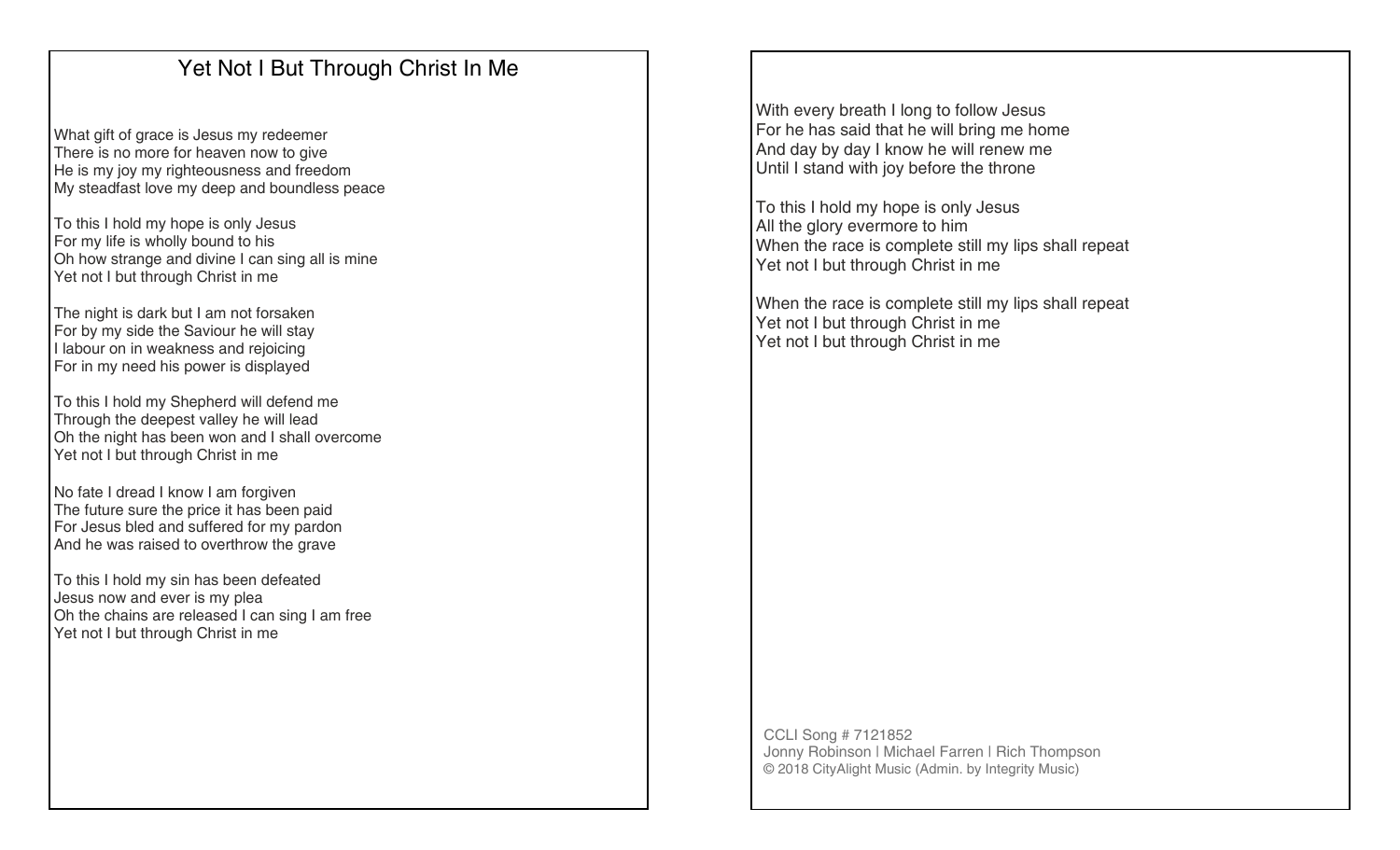# Yet Not I But Through Christ In Me

What gift of grace is Jesus my redeemer
There is no more for heaven now to give
He is my joy my righteousness and freedom
My steadfast love my deep and boundless peace

To this I hold my hope is only Jesus
For my life is wholly bound to his
Oh how strange and divine I can sing all is mine
Yet not I but through Christ in me

The night is dark but I am not forsaken
For by my side the Saviour he will stay
I labour on in weakness and rejoicing
For in my need his power is displayed

To this I hold my Shepherd will defend me
Through the deepest valley he will lead
Oh the night has been won and I shall overcome
Yet not I but through Christ in me

No fate I dread I know I am forgiven
The future sure the price it has been paid
For Jesus bled and suffered for my pardon
And he was raised to overthrow the grave

To this I hold my sin has been defeated
Jesus now and ever is my plea
Oh the chains are released I can sing I am free
Yet not I but through Christ in me

With every breath I long to follow Jesus
For he has said that he will bring me home
And day by day I know he will renew me
Until I stand with joy before the throne

To this I hold my hope is only Jesus
All the glory evermore to him
When the race is complete still my lips shall repeat
Yet not I but through Christ in me

When the race is complete still my lips shall repeat
Yet not I but through Christ in me
Yet not I but through Christ in me

CCLI Song # 7121852
Jonny Robinson | Michael Farren | Rich Thompson
© 2018 CityAlight Music (Admin. by Integrity Music)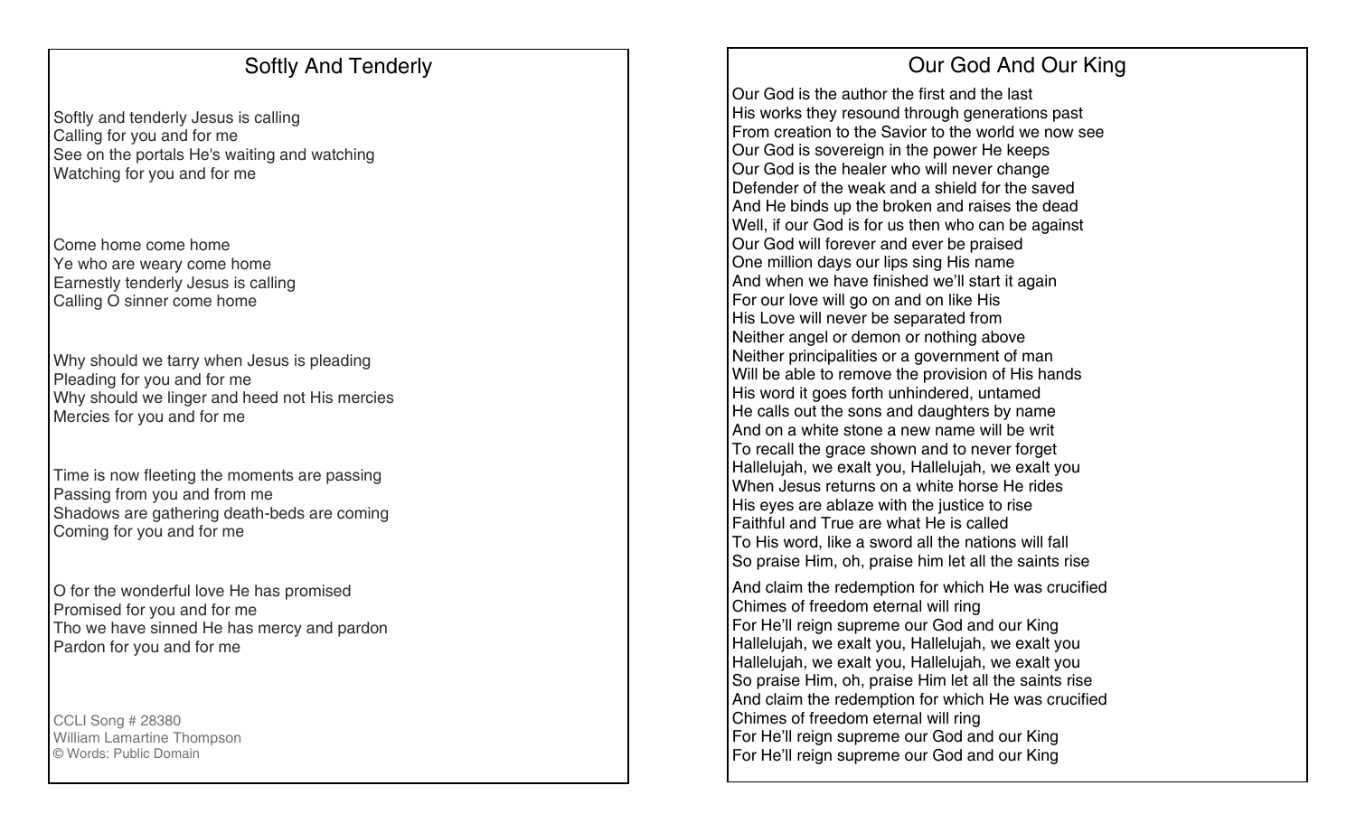## Softly And Tenderly

Softly and tenderly Jesus is calling
Calling for you and for me
See on the portals He's waiting and watching
Watching for you and for me

Come home come home
Ye who are weary come home
Earnestly tenderly Jesus is calling
Calling O sinner come home

Why should we tarry when Jesus is pleading
Pleading for you and for me
Why should we linger and heed not His mercies
Mercies for you and for me

Time is now fleeting the moments are passing
Passing from you and from me
Shadows are gathering death-beds are coming
Coming for you and for me

O for the wonderful love He has promised
Promised for you and for me
Tho we have sinned He has mercy and pardon
Pardon for you and for me

CCLI Song # 28380
William Lamartine Thompson
© Words: Public Domain

## Our God And Our King

Our God is the author the first and the last
His works they resound through generations past
From creation to the Savior to the world we now see
Our God is sovereign in the power He keeps
Our God is the healer who will never change
Defender of the weak and a shield for the saved
And He binds up the broken and raises the dead
Well, if our God is for us then who can be against
Our God will forever and ever be praised
One million days our lips sing His name
And when we have finished we'll start it again
For our love will go on and on like His
His Love will never be separated from
Neither angel or demon or nothing above
Neither principalities or a government of man
Will be able to remove the provision of His hands
His word it goes forth unhindered, untamed
He calls out the sons and daughters by name
And on a white stone a new name will be writ
To recall the grace shown and to never forget
Hallelujah, we exalt you, Hallelujah, we exalt you
When Jesus returns on a white horse He rides
His eyes are ablaze with the justice to rise
Faithful and True are what He is called
To His word, like a sword all the nations will fall
So praise Him, oh, praise him let all the saints rise

And claim the redemption for which He was crucified
Chimes of freedom eternal will ring
For He'll reign supreme our God and our King
Hallelujah, we exalt you, Hallelujah, we exalt you
Hallelujah, we exalt you, Hallelujah, we exalt you
So praise Him, oh, praise Him let all the saints rise
And claim the redemption for which He was crucified
Chimes of freedom eternal will ring
For He'll reign supreme our God and our King
For He'll reign supreme our God and our King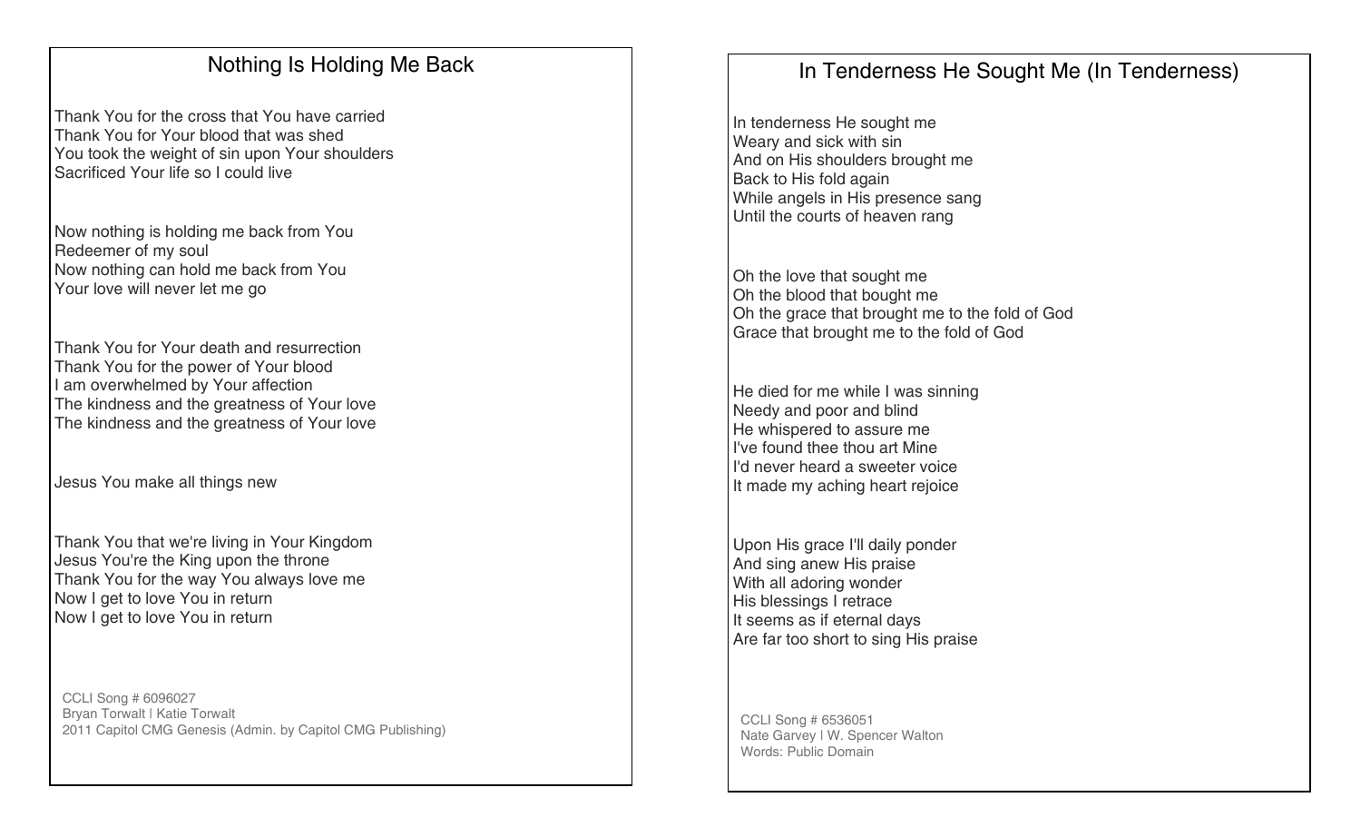## Nothing Is Holding Me Back

Thank You for the cross that You have carried
Thank You for Your blood that was shed
You took the weight of sin upon Your shoulders
Sacrificed Your life so I could live

Now nothing is holding me back from You
Redeemer of my soul
Now nothing can hold me back from You
Your love will never let me go

Thank You for Your death and resurrection
Thank You for the power of Your blood
I am overwhelmed by Your affection
The kindness and the greatness of Your love
The kindness and the greatness of Your love

Jesus You make all things new

Thank You that we're living in Your Kingdom
Jesus You're the King upon the throne
Thank You for the way You always love me
Now I get to love You in return
Now I get to love You in return

CCLI Song # 6096027
Bryan Torwalt | Katie Torwalt
2011 Capitol CMG Genesis (Admin. by Capitol CMG Publishing)

## In Tenderness He Sought Me (In Tenderness)

In tenderness He sought me
Weary and sick with sin
And on His shoulders brought me
Back to His fold again
While angels in His presence sang
Until the courts of heaven rang

Oh the love that sought me
Oh the blood that bought me
Oh the grace that brought me to the fold of God
Grace that brought me to the fold of God

He died for me while I was sinning
Needy and poor and blind
He whispered to assure me
I've found thee thou art Mine
I'd never heard a sweeter voice
It made my aching heart rejoice

Upon His grace I'll daily ponder
And sing anew His praise
With all adoring wonder
His blessings I retrace
It seems as if eternal days
Are far too short to sing His praise

CCLI Song # 6536051
Nate Garvey | W. Spencer Walton
Words: Public Domain